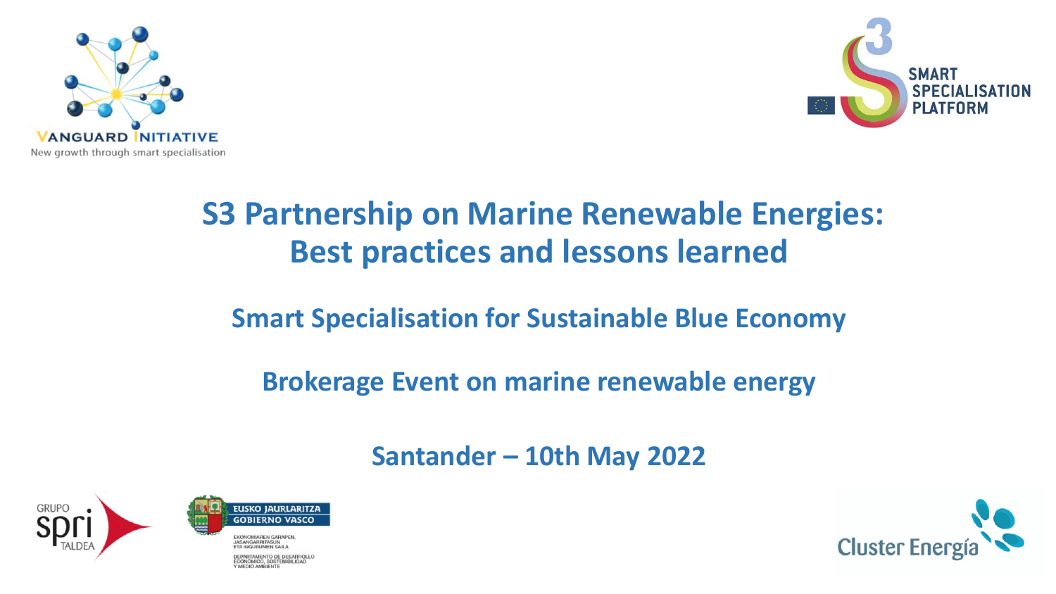VANGUARD INITIATIVE
New growth through smart specialisation

SMART SPECIALISATION PLATFORM

# S3 Partnership on Marine Renewable Energies: Best practices and lessons learned

## Smart Specialisation for Sustainable Blue Economy

## Brokerage Event on marine renewable energy

## Santander – 10th May 2022

GRUPO spri TALDEA

EUSKO JAURLARITZA
GOBIERNO VASCO
EKONOMIAREN GARAPEN, JASANGARRITASUN ETA INGURUMEN SAILA
DEPARTAMENTO DE DESARROLLO ECONÓMICO, SOSTENIBILIDAD Y MEDIO AMBIENTE

Cluster Energía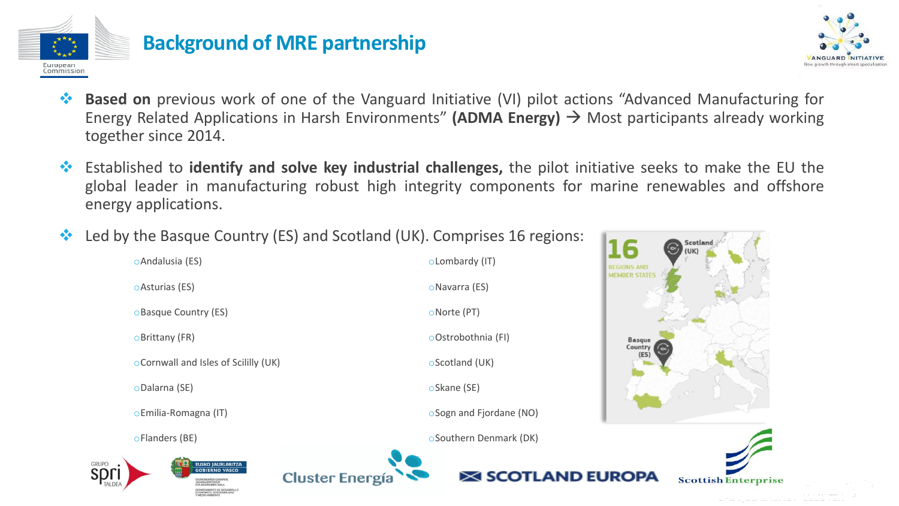# Background of MRE partnership

- **Based on** previous work of one of the Vanguard Initiative (VI) pilot actions "Advanced Manufacturing for Energy Related Applications in Harsh Environments" **(ADMA Energy)** → Most participants already working together since 2014.

- Established to **identify and solve key industrial challenges,** the pilot initiative seeks to make the EU the global leader in manufacturing robust high integrity components for marine renewables and offshore energy applications.

- Led by the Basque Country (ES) and Scotland (UK). Comprises 16 regions:
  - Andalusia (ES)
  - Asturias (ES)
  - Basque Country (ES)
  - Brittany (FR)
  - Cornwall and Isles of Scililly (UK)
  - Dalarna (SE)
  - Emilia-Romagna (IT)
  - Flanders (BE)
  - Lombardy (IT)
  - Navarra (ES)
  - Norte (PT)
  - Ostrobothnia (FI)
  - Scotland (UK)
  - Skane (SE)
  - Sogn and Fjordane (NO)
  - Southern Denmark (DK)

16 REGIONS AND MEMBER STATES

Scotland (UK)

Basque Country (ES)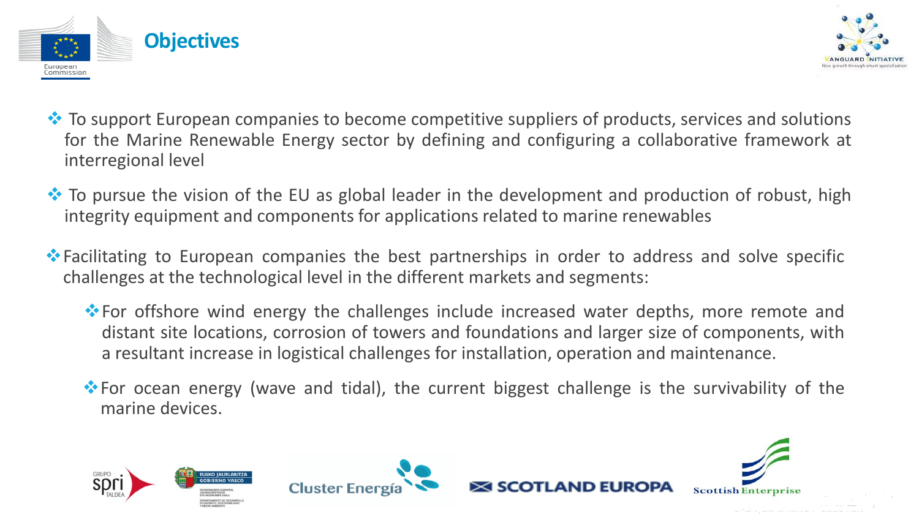# Objectives

- To support European companies to become competitive suppliers of products, services and solutions for the Marine Renewable Energy sector by defining and configuring a collaborative framework at interregional level
- To pursue the vision of the EU as global leader in the development and production of robust, high integrity equipment and components for applications related to marine renewables
- Facilitating to European companies the best partnerships in order to address and solve specific challenges at the technological level in the different markets and segments:
  - For offshore wind energy the challenges include increased water depths, more remote and distant site locations, corrosion of towers and foundations and larger size of components, with a resultant increase in logistical challenges for installation, operation and maintenance.
  - For ocean energy (wave and tidal), the current biggest challenge is the survivability of the marine devices.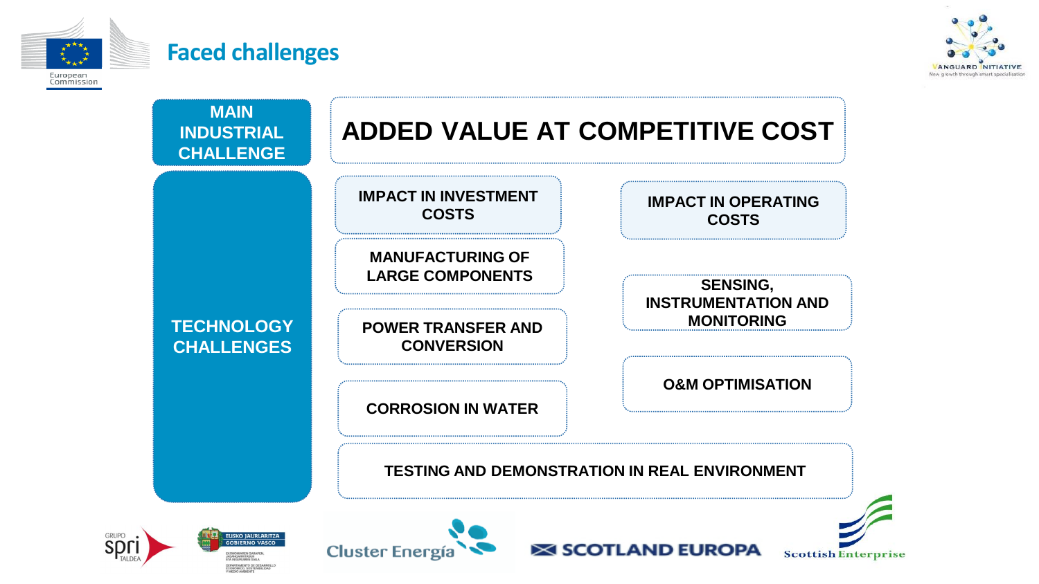# Faced challenges

**MAIN INDUSTRIAL CHALLENGE**

## ADDED VALUE AT COMPETITIVE COST

**TECHNOLOGY CHALLENGES**

**IMPACT IN INVESTMENT COSTS**

- MANUFACTURING OF LARGE COMPONENTS
- POWER TRANSFER AND CONVERSION
- CORROSION IN WATER

**IMPACT IN OPERATING COSTS**

- SENSING, INSTRUMENTATION AND MONITORING
- O&M OPTIMISATION

**TESTING AND DEMONSTRATION IN REAL ENVIRONMENT**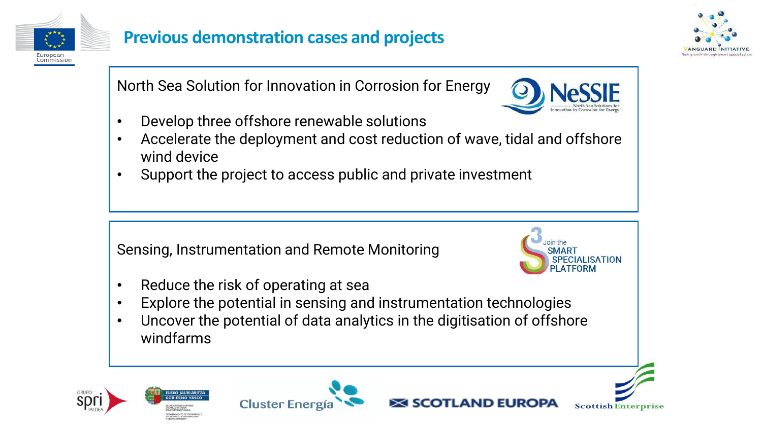# Previous demonstration cases and projects

North Sea Solution for Innovation in Corrosion for Energy

- Develop three offshore renewable solutions
- Accelerate the deployment and cost reduction of wave, tidal and offshore wind device
- Support the project to access public and private investment

Sensing, Instrumentation and Remote Monitoring

- Reduce the risk of operating at sea
- Explore the potential in sensing and instrumentation technologies
- Uncover the potential of data analytics in the digitisation of offshore windfarms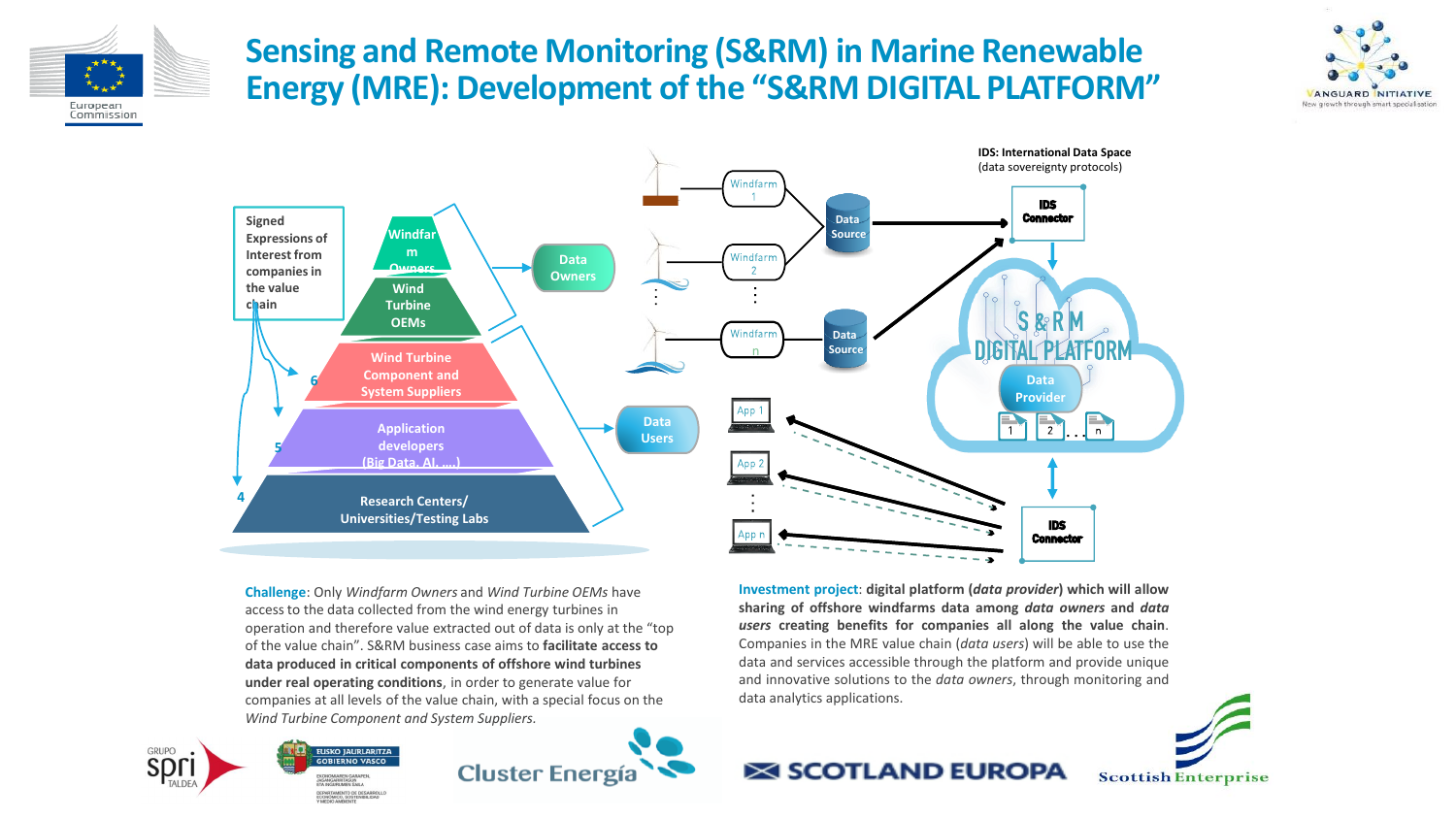# Sensing and Remote Monitoring (S&RM) in Marine Renewable Energy (MRE): Development of the "S&RM DIGITAL PLATFORM"

Signed Expressions of Interest from companies in the value chain

- Windfarm Owners
- Wind Turbine OEMs
- 6 Wind Turbine Component and System Suppliers
- 5 Application developers (Big Data, AI, ....)
- 4 Research Centers/ Universities/Testing Labs

Data Owners

Data Users

Windfarm 1, Windfarm 2, ..., Windfarm n

Data Source

App 1, App 2, ..., App n

**IDS: International Data Space** (data sovereignty protocols)

IDS Connector

S & R M DIGITAL PLATFORM

Data Provider

1, 2, ..., n

**Challenge**: Only *Windfarm Owners* and *Wind Turbine OEMs* have access to the data collected from the wind energy turbines in operation and therefore value extracted out of data is only at the "top of the value chain". S&RM business case aims to **facilitate access to data produced in critical components of offshore wind turbines under real operating conditions**, in order to generate value for companies at all levels of the value chain, with a special focus on the *Wind Turbine Component and System Suppliers*.

**Investment project**: **digital platform (*data provider*) which will allow sharing of offshore windfarms data among *data owners* and *data users* creating benefits for companies all along the value chain**. Companies in the MRE value chain (*data users*) will be able to use the data and services accessible through the platform and provide unique and innovative solutions to the *data owners*, through monitoring and data analytics applications.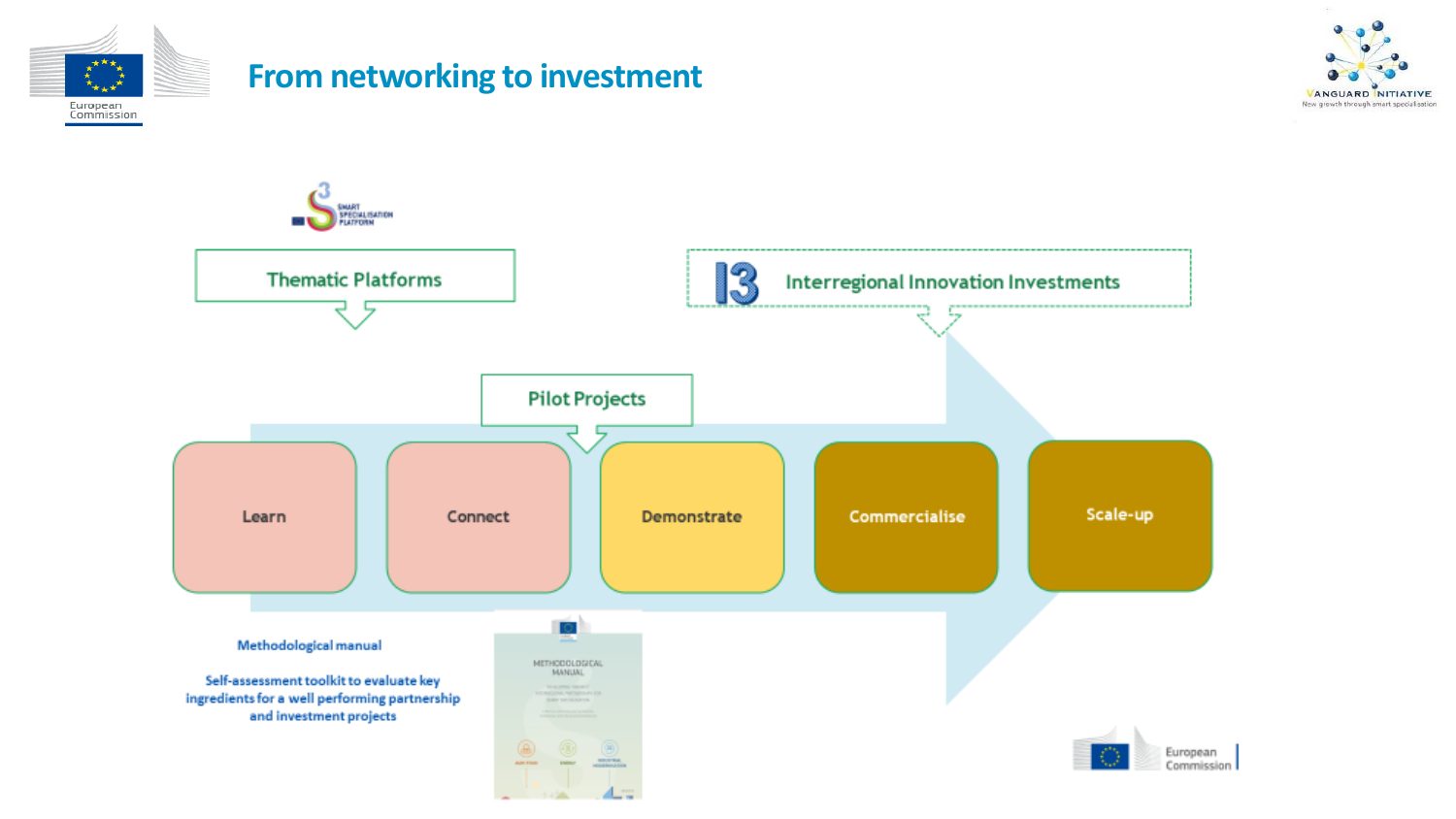# From networking to investment

Thematic Platforms

I3 Interregional Innovation Investments

Pilot Projects

Learn → Connect → Demonstrate → Commercialise → Scale-up

Methodological manual

Self-assessment toolkit to evaluate key ingredients for a well performing partnership and investment projects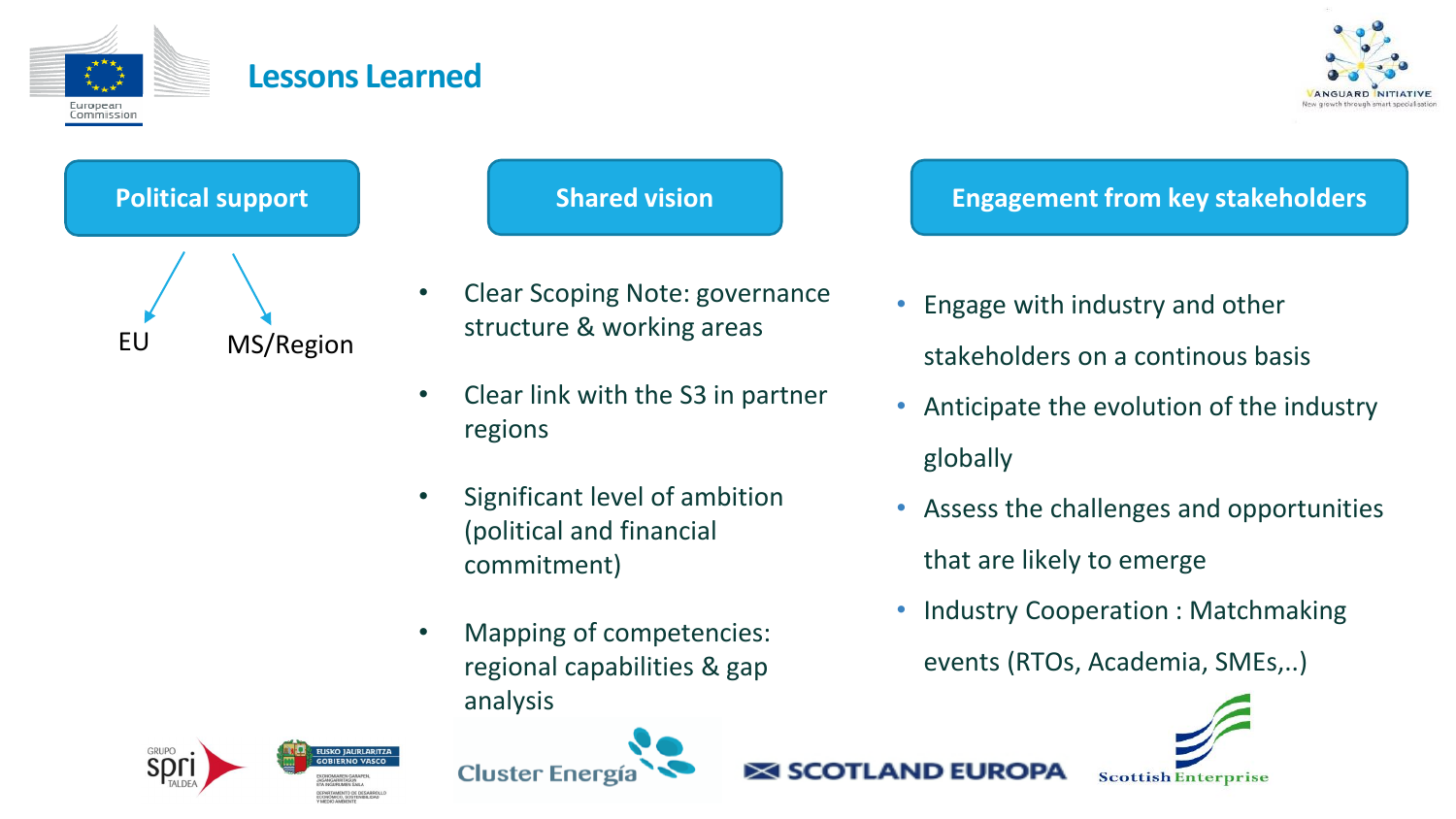# Lessons Learned

## Political support

- EU
- MS/Region

## Shared vision

- Clear Scoping Note: governance structure & working areas
- Clear link with the S3 in partner regions
- Significant level of ambition (political and financial commitment)
- Mapping of competencies: regional capabilities & gap analysis

## Engagement from key stakeholders

- Engage with industry and other stakeholders on a continous basis
- Anticipate the evolution of the industry globally
- Assess the challenges and opportunities that are likely to emerge
- Industry Cooperation : Matchmaking events (RTOs, Academia, SMEs,..)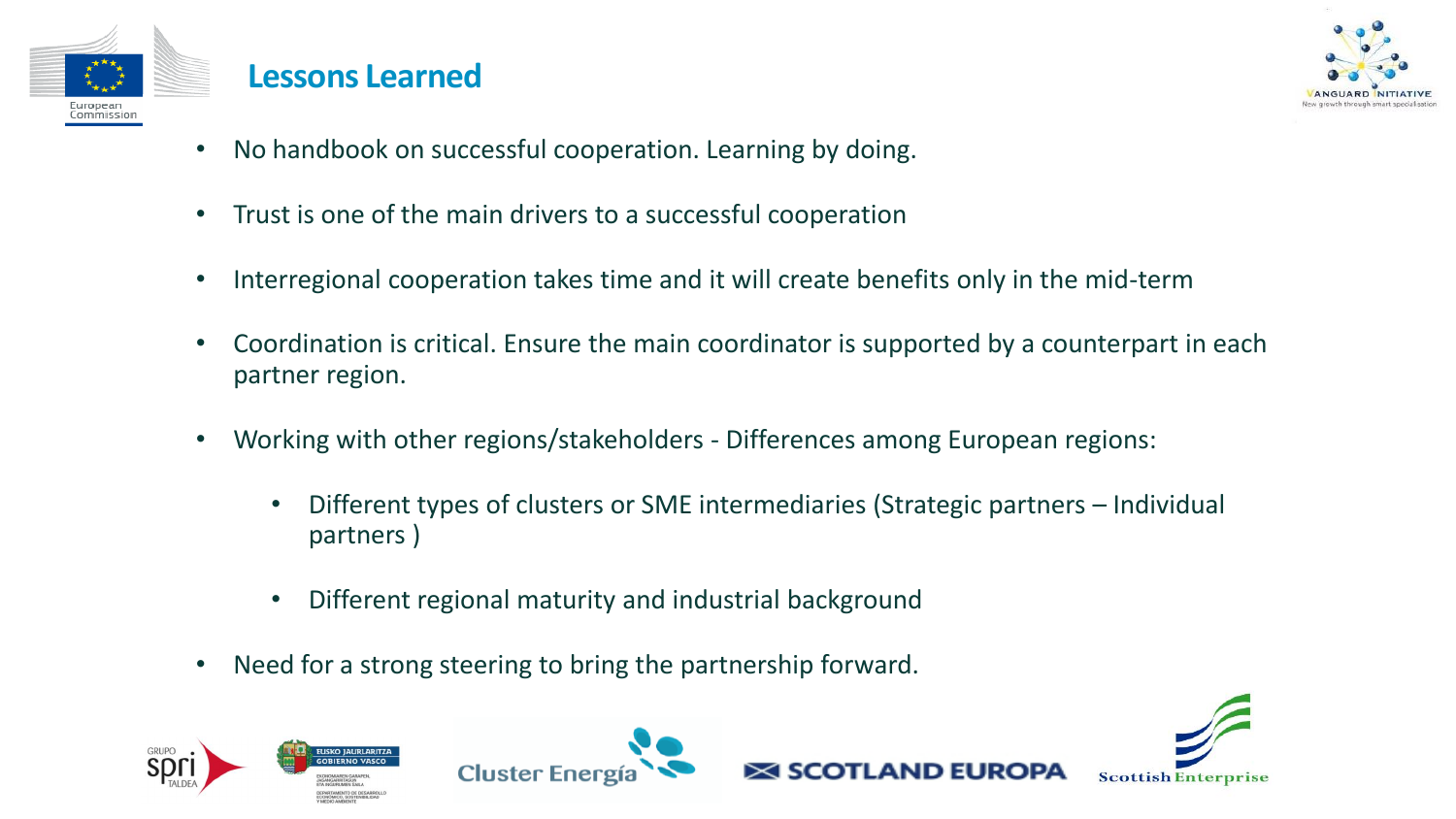## Lessons Learned

- No handbook on successful cooperation. Learning by doing.
- Trust is one of the main drivers to a successful cooperation
- Interregional cooperation takes time and it will create benefits only in the mid-term
- Coordination is critical. Ensure the main coordinator is supported by a counterpart in each partner region.
- Working with other regions/stakeholders - Differences among European regions:
  - Different types of clusters or SME intermediaries (Strategic partners – Individual partners )
  - Different regional maturity and industrial background
- Need for a strong steering to bring the partnership forward.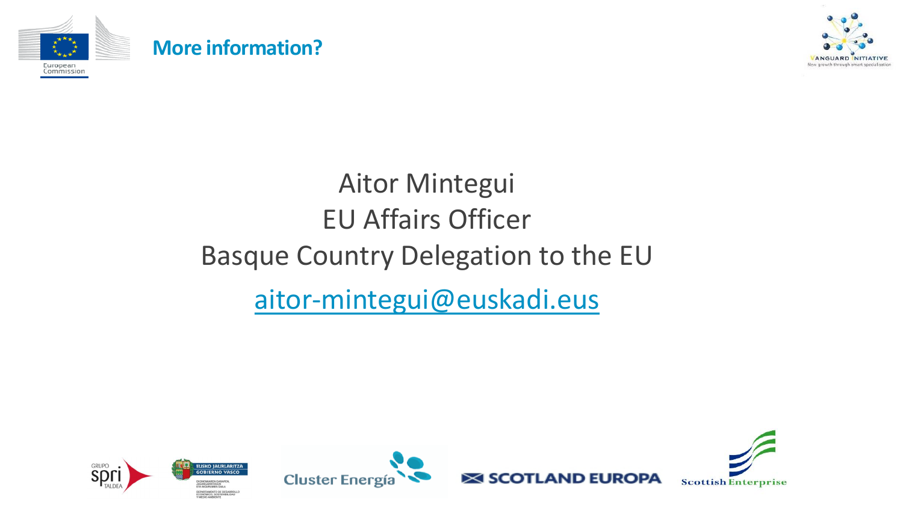## More information?

Aitor Mintegui

EU Affairs Officer

Basque Country Delegation to the EU

aitor-mintegui@euskadi.eus